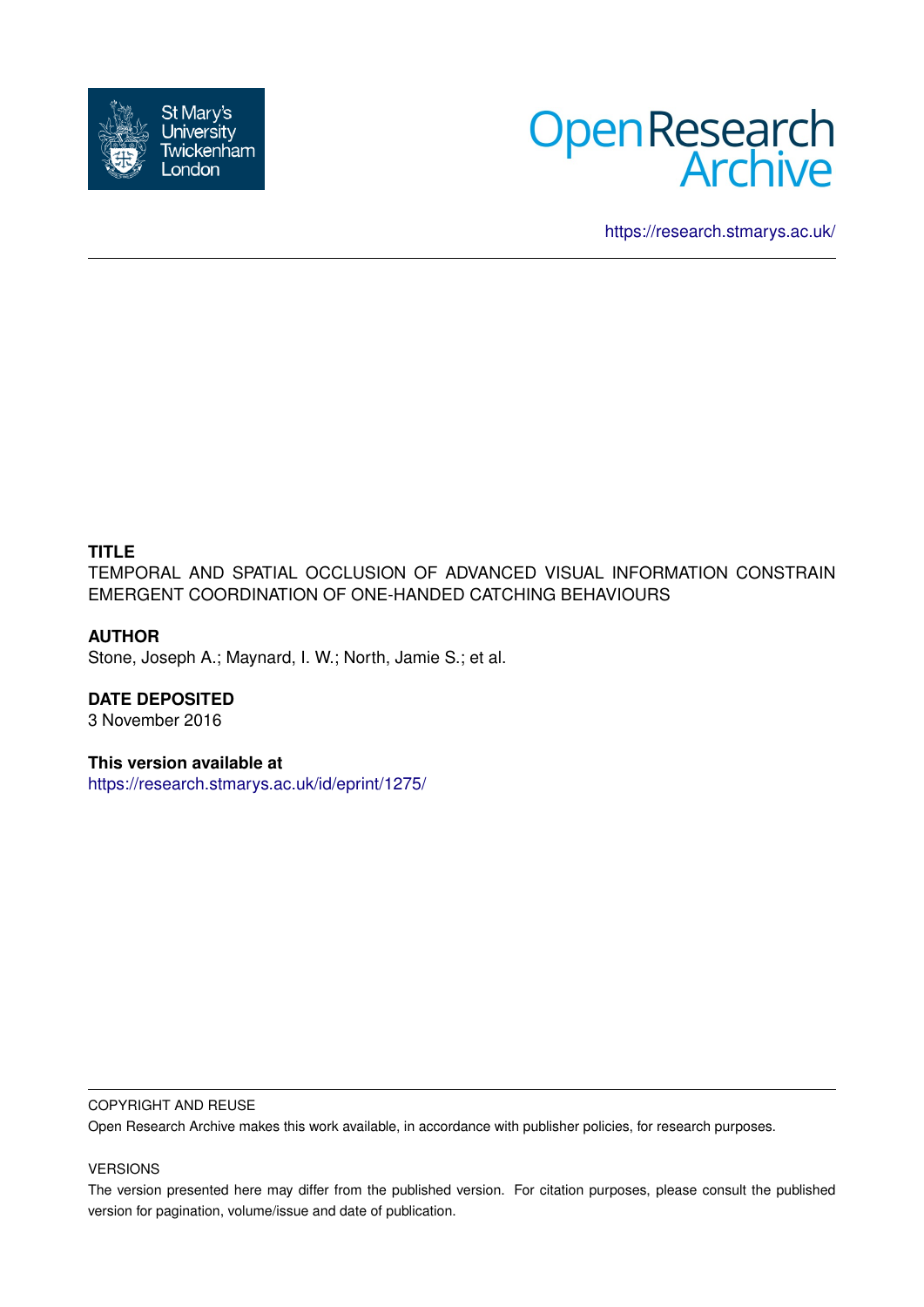St Mary's University Twickenham London

# Open Research Archive

https://research.stmarys.ac.uk/

**TITLE**

TEMPORAL AND SPATIAL OCCLUSION OF ADVANCED VISUAL INFORMATION CONSTRAIN EMERGENT COORDINATION OF ONE-HANDED CATCHING BEHAVIOURS

**AUTHOR**

Stone, Joseph A.; Maynard, I. W.; North, Jamie S.; et al.

**DATE DEPOSITED**

3 November 2016

**This version available at**

https://research.stmarys.ac.uk/id/eprint/1275/

COPYRIGHT AND REUSE

Open Research Archive makes this work available, in accordance with publisher policies, for research purposes.

VERSIONS

The version presented here may differ from the published version. For citation purposes, please consult the published version for pagination, volume/issue and date of publication.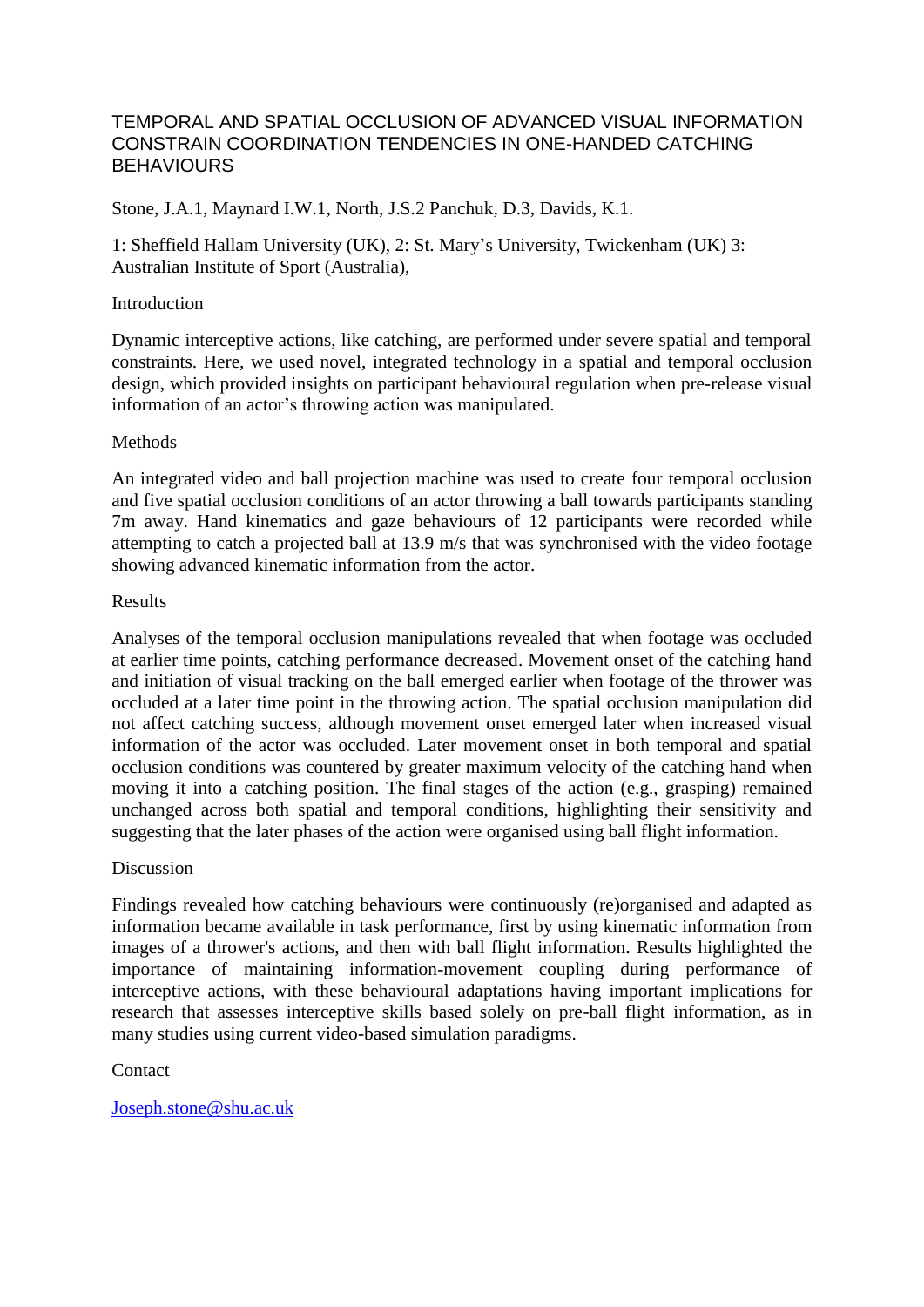# TEMPORAL AND SPATIAL OCCLUSION OF ADVANCED VISUAL INFORMATION CONSTRAIN COORDINATION TENDENCIES IN ONE-HANDED CATCHING BEHAVIOURS

Stone, J.A.1, Maynard I.W.1, North, J.S.2 Panchuk, D.3, Davids, K.1.

1: Sheffield Hallam University (UK), 2: St. Mary's University, Twickenham (UK) 3: Australian Institute of Sport (Australia),

## Introduction

Dynamic interceptive actions, like catching, are performed under severe spatial and temporal constraints. Here, we used novel, integrated technology in a spatial and temporal occlusion design, which provided insights on participant behavioural regulation when pre-release visual information of an actor's throwing action was manipulated.

## Methods

An integrated video and ball projection machine was used to create four temporal occlusion and five spatial occlusion conditions of an actor throwing a ball towards participants standing 7m away. Hand kinematics and gaze behaviours of 12 participants were recorded while attempting to catch a projected ball at 13.9 m/s that was synchronised with the video footage showing advanced kinematic information from the actor.

## Results

Analyses of the temporal occlusion manipulations revealed that when footage was occluded at earlier time points, catching performance decreased. Movement onset of the catching hand and initiation of visual tracking on the ball emerged earlier when footage of the thrower was occluded at a later time point in the throwing action. The spatial occlusion manipulation did not affect catching success, although movement onset emerged later when increased visual information of the actor was occluded. Later movement onset in both temporal and spatial occlusion conditions was countered by greater maximum velocity of the catching hand when moving it into a catching position. The final stages of the action (e.g., grasping) remained unchanged across both spatial and temporal conditions, highlighting their sensitivity and suggesting that the later phases of the action were organised using ball flight information.

## Discussion

Findings revealed how catching behaviours were continuously (re)organised and adapted as information became available in task performance, first by using kinematic information from images of a thrower's actions, and then with ball flight information. Results highlighted the importance of maintaining information-movement coupling during performance of interceptive actions, with these behavioural adaptations having important implications for research that assesses interceptive skills based solely on pre-ball flight information, as in many studies using current video-based simulation paradigms.

## Contact

Joseph.stone@shu.ac.uk